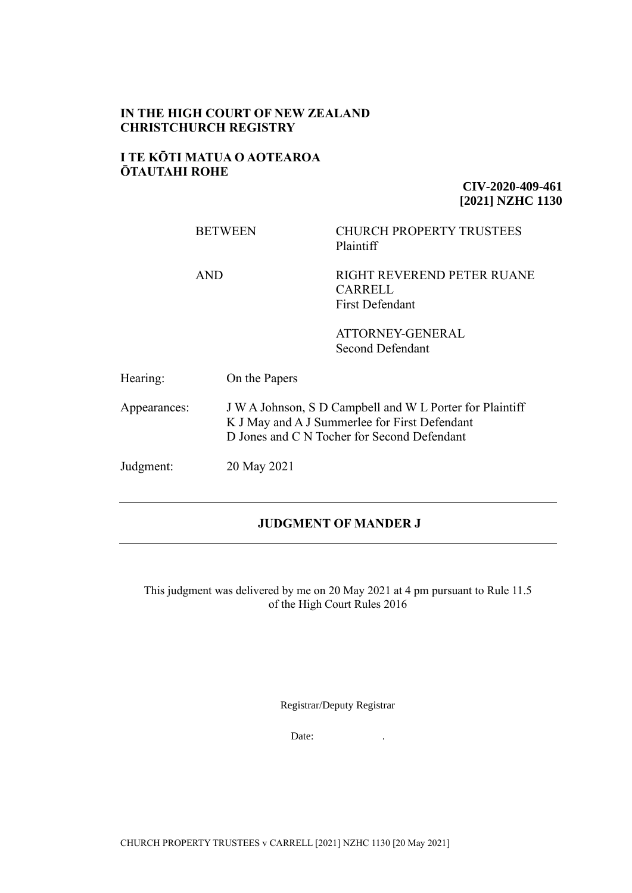**IN THE HIGH COURT OF NEW ZEALAND**
**CHRISTCHURCH REGISTRY**

**I TE KŌTI MATUA O AOTEAROA**
**ŌTAUTAHI ROHE**

**CIV-2020-409-461**
**[2021] NZHC 1130**

| | |
|---|---|
| BETWEEN | CHURCH PROPERTY TRUSTEES<br>Plaintiff |
| AND | RIGHT REVEREND PETER RUANE CARRELL<br>First Defendant |
| | ATTORNEY-GENERAL<br>Second Defendant |

| | |
|---|---|
| Hearing: | On the Papers |
| Appearances: | J W A Johnson, S D Campbell and W L Porter for Plaintiff<br>K J May and A J Summerlee for First Defendant<br>D Jones and C N Tocher for Second Defendant |
| Judgment: | 20 May 2021 |

---

## JUDGMENT OF MANDER J

---

This judgment was delivered by me on 20 May 2021 at 4 pm pursuant to Rule 11.5 of the High Court Rules 2016

Registrar/Deputy Registrar

Date: .

CHURCH PROPERTY TRUSTEES v CARRELL [2021] NZHC 1130 [20 May 2021]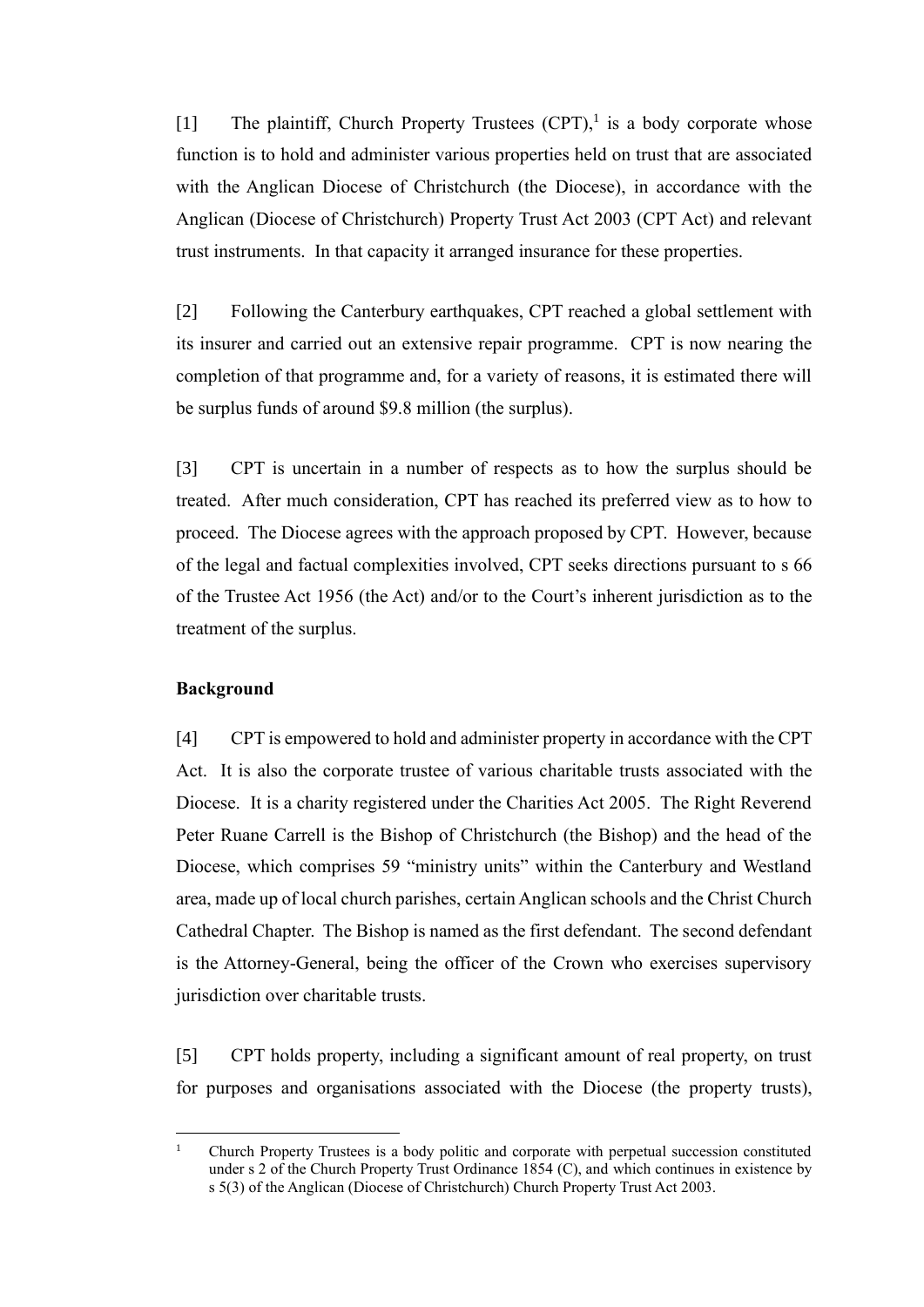[1] The plaintiff, Church Property Trustees (CPT),[1] is a body corporate whose function is to hold and administer various properties held on trust that are associated with the Anglican Diocese of Christchurch (the Diocese), in accordance with the Anglican (Diocese of Christchurch) Property Trust Act 2003 (CPT Act) and relevant trust instruments. In that capacity it arranged insurance for these properties.

[2] Following the Canterbury earthquakes, CPT reached a global settlement with its insurer and carried out an extensive repair programme. CPT is now nearing the completion of that programme and, for a variety of reasons, it is estimated there will be surplus funds of around $9.8 million (the surplus).

[3] CPT is uncertain in a number of respects as to how the surplus should be treated. After much consideration, CPT has reached its preferred view as to how to proceed. The Diocese agrees with the approach proposed by CPT. However, because of the legal and factual complexities involved, CPT seeks directions pursuant to s 66 of the Trustee Act 1956 (the Act) and/or to the Court's inherent jurisdiction as to the treatment of the surplus.

**Background**

[4] CPT is empowered to hold and administer property in accordance with the CPT Act. It is also the corporate trustee of various charitable trusts associated with the Diocese. It is a charity registered under the Charities Act 2005. The Right Reverend Peter Ruane Carrell is the Bishop of Christchurch (the Bishop) and the head of the Diocese, which comprises 59 "ministry units" within the Canterbury and Westland area, made up of local church parishes, certain Anglican schools and the Christ Church Cathedral Chapter. The Bishop is named as the first defendant. The second defendant is the Attorney-General, being the officer of the Crown who exercises supervisory jurisdiction over charitable trusts.

[5] CPT holds property, including a significant amount of real property, on trust for purposes and organisations associated with the Diocese (the property trusts),

---

[1] Church Property Trustees is a body politic and corporate with perpetual succession constituted under s 2 of the Church Property Trust Ordinance 1854 (C), and which continues in existence by s 5(3) of the Anglican (Diocese of Christchurch) Church Property Trust Act 2003.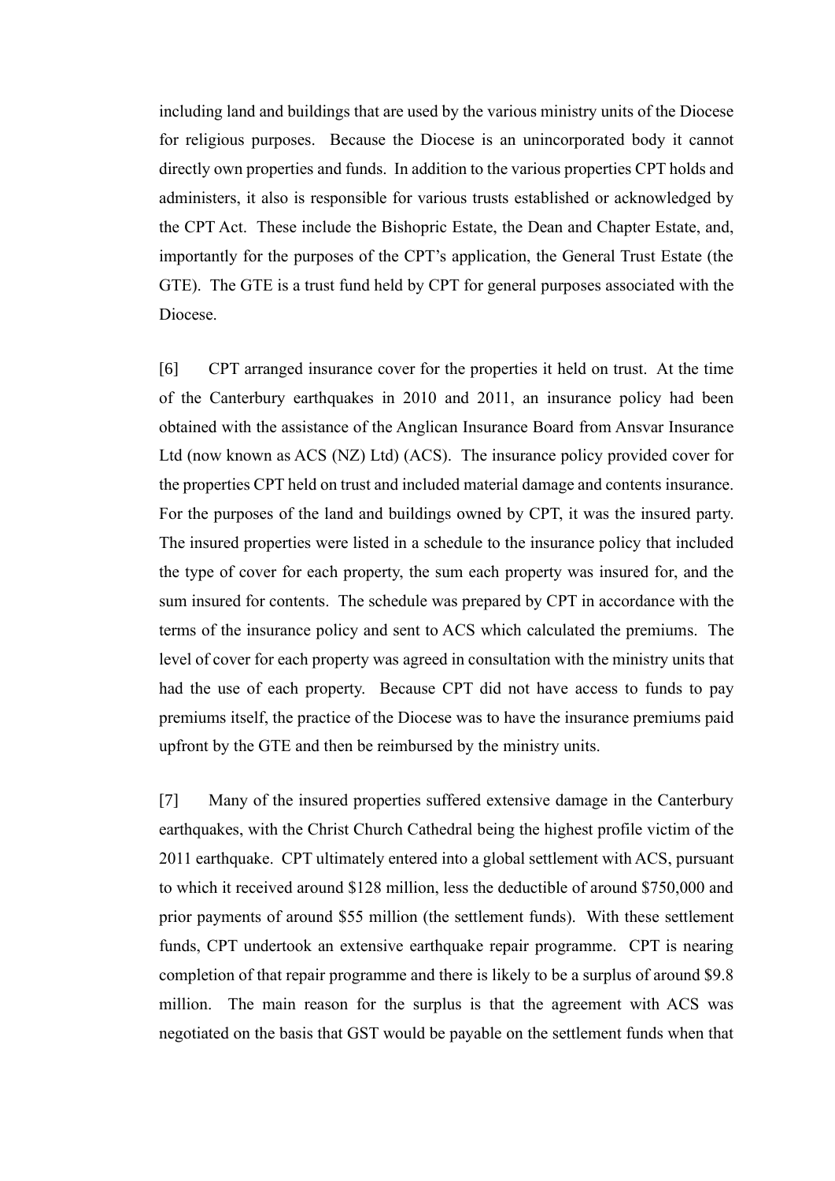including land and buildings that are used by the various ministry units of the Diocese for religious purposes. Because the Diocese is an unincorporated body it cannot directly own properties and funds. In addition to the various properties CPT holds and administers, it also is responsible for various trusts established or acknowledged by the CPT Act. These include the Bishopric Estate, the Dean and Chapter Estate, and, importantly for the purposes of the CPT's application, the General Trust Estate (the GTE). The GTE is a trust fund held by CPT for general purposes associated with the Diocese.

[6] CPT arranged insurance cover for the properties it held on trust. At the time of the Canterbury earthquakes in 2010 and 2011, an insurance policy had been obtained with the assistance of the Anglican Insurance Board from Ansvar Insurance Ltd (now known as ACS (NZ) Ltd) (ACS). The insurance policy provided cover for the properties CPT held on trust and included material damage and contents insurance. For the purposes of the land and buildings owned by CPT, it was the insured party. The insured properties were listed in a schedule to the insurance policy that included the type of cover for each property, the sum each property was insured for, and the sum insured for contents. The schedule was prepared by CPT in accordance with the terms of the insurance policy and sent to ACS which calculated the premiums. The level of cover for each property was agreed in consultation with the ministry units that had the use of each property. Because CPT did not have access to funds to pay premiums itself, the practice of the Diocese was to have the insurance premiums paid upfront by the GTE and then be reimbursed by the ministry units.

[7] Many of the insured properties suffered extensive damage in the Canterbury earthquakes, with the Christ Church Cathedral being the highest profile victim of the 2011 earthquake. CPT ultimately entered into a global settlement with ACS, pursuant to which it received around $128 million, less the deductible of around $750,000 and prior payments of around $55 million (the settlement funds). With these settlement funds, CPT undertook an extensive earthquake repair programme. CPT is nearing completion of that repair programme and there is likely to be a surplus of around $9.8 million. The main reason for the surplus is that the agreement with ACS was negotiated on the basis that GST would be payable on the settlement funds when that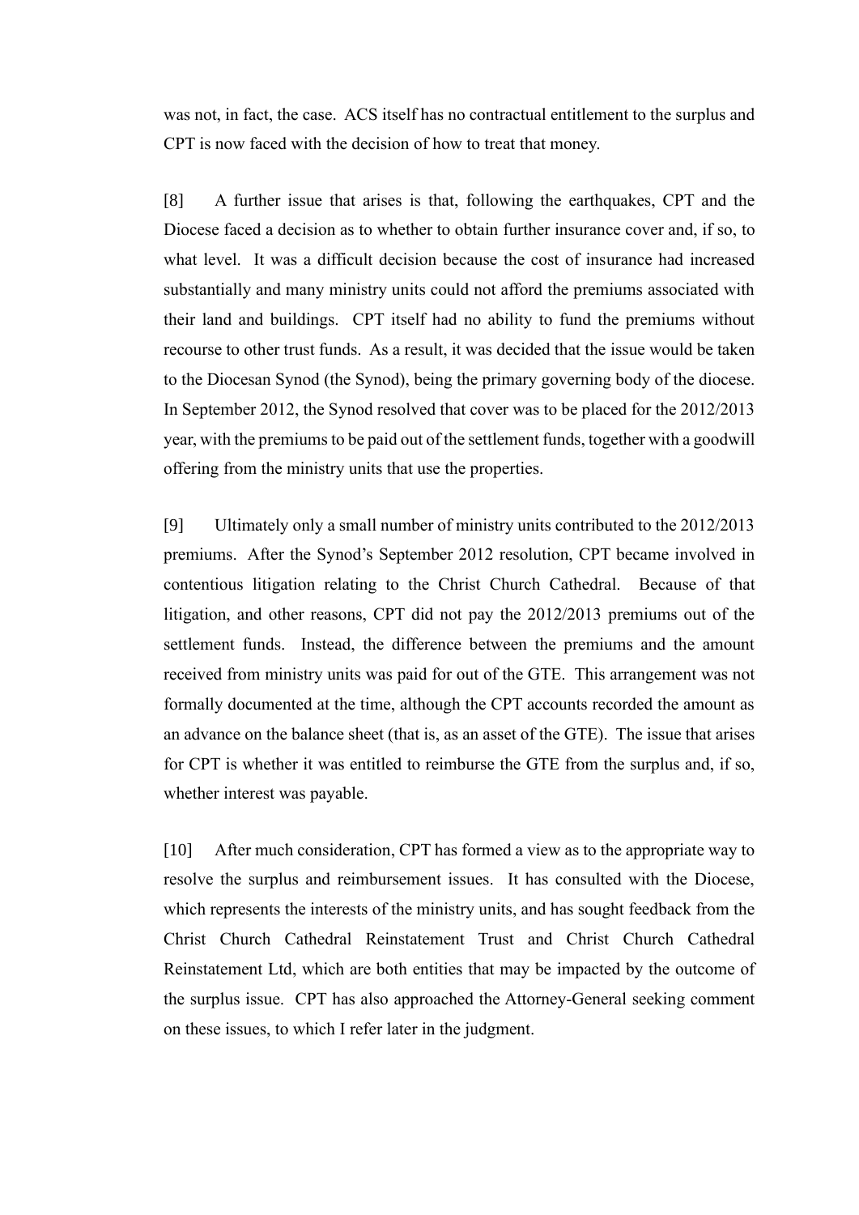was not, in fact, the case. ACS itself has no contractual entitlement to the surplus and CPT is now faced with the decision of how to treat that money.

[8] A further issue that arises is that, following the earthquakes, CPT and the Diocese faced a decision as to whether to obtain further insurance cover and, if so, to what level. It was a difficult decision because the cost of insurance had increased substantially and many ministry units could not afford the premiums associated with their land and buildings. CPT itself had no ability to fund the premiums without recourse to other trust funds. As a result, it was decided that the issue would be taken to the Diocesan Synod (the Synod), being the primary governing body of the diocese. In September 2012, the Synod resolved that cover was to be placed for the 2012/2013 year, with the premiums to be paid out of the settlement funds, together with a goodwill offering from the ministry units that use the properties.

[9] Ultimately only a small number of ministry units contributed to the 2012/2013 premiums. After the Synod's September 2012 resolution, CPT became involved in contentious litigation relating to the Christ Church Cathedral. Because of that litigation, and other reasons, CPT did not pay the 2012/2013 premiums out of the settlement funds. Instead, the difference between the premiums and the amount received from ministry units was paid for out of the GTE. This arrangement was not formally documented at the time, although the CPT accounts recorded the amount as an advance on the balance sheet (that is, as an asset of the GTE). The issue that arises for CPT is whether it was entitled to reimburse the GTE from the surplus and, if so, whether interest was payable.

[10] After much consideration, CPT has formed a view as to the appropriate way to resolve the surplus and reimbursement issues. It has consulted with the Diocese, which represents the interests of the ministry units, and has sought feedback from the Christ Church Cathedral Reinstatement Trust and Christ Church Cathedral Reinstatement Ltd, which are both entities that may be impacted by the outcome of the surplus issue. CPT has also approached the Attorney-General seeking comment on these issues, to which I refer later in the judgment.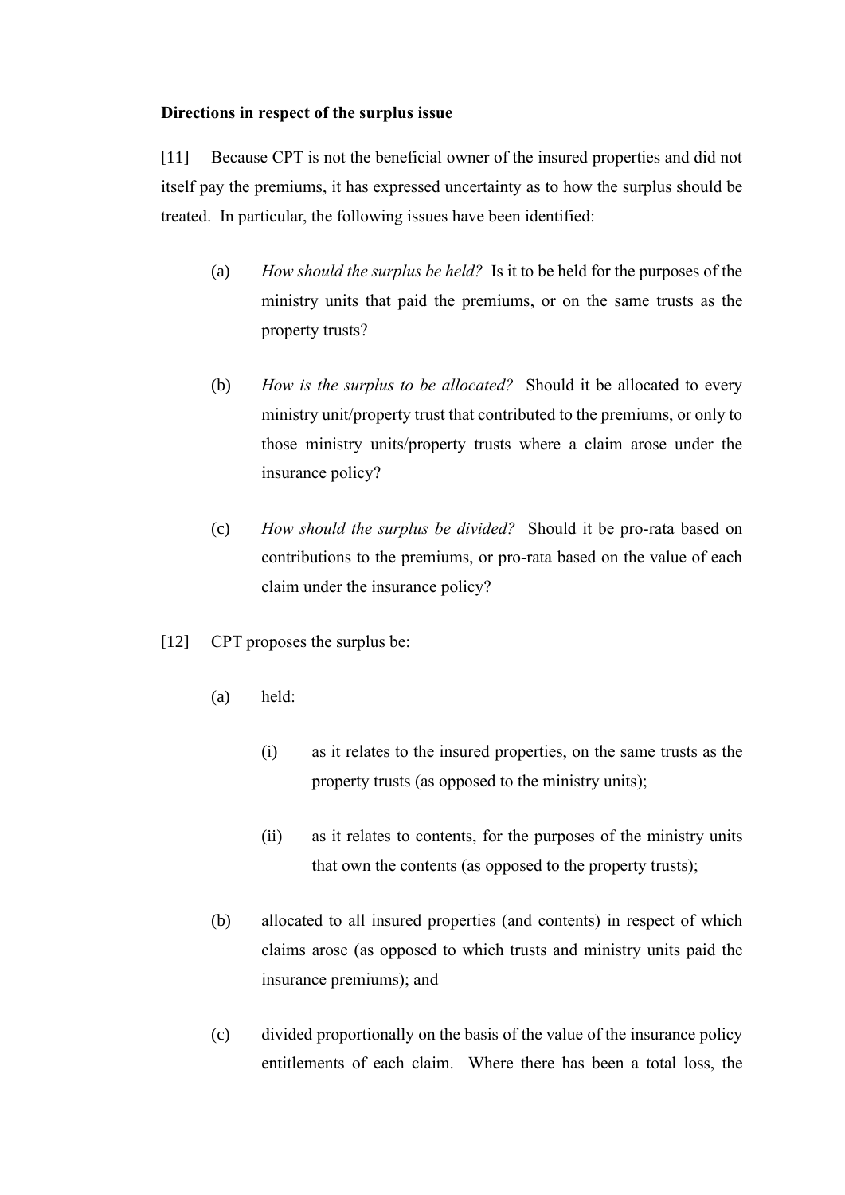**Directions in respect of the surplus issue**

[11] Because CPT is not the beneficial owner of the insured properties and did not itself pay the premiums, it has expressed uncertainty as to how the surplus should be treated. In particular, the following issues have been identified:

(a) *How should the surplus be held?* Is it to be held for the purposes of the ministry units that paid the premiums, or on the same trusts as the property trusts?

(b) *How is the surplus to be allocated?* Should it be allocated to every ministry unit/property trust that contributed to the premiums, or only to those ministry units/property trusts where a claim arose under the insurance policy?

(c) *How should the surplus be divided?* Should it be pro-rata based on contributions to the premiums, or pro-rata based on the value of each claim under the insurance policy?

[12] CPT proposes the surplus be:

(a) held:

(i) as it relates to the insured properties, on the same trusts as the property trusts (as opposed to the ministry units);

(ii) as it relates to contents, for the purposes of the ministry units that own the contents (as opposed to the property trusts);

(b) allocated to all insured properties (and contents) in respect of which claims arose (as opposed to which trusts and ministry units paid the insurance premiums); and

(c) divided proportionally on the basis of the value of the insurance policy entitlements of each claim. Where there has been a total loss, the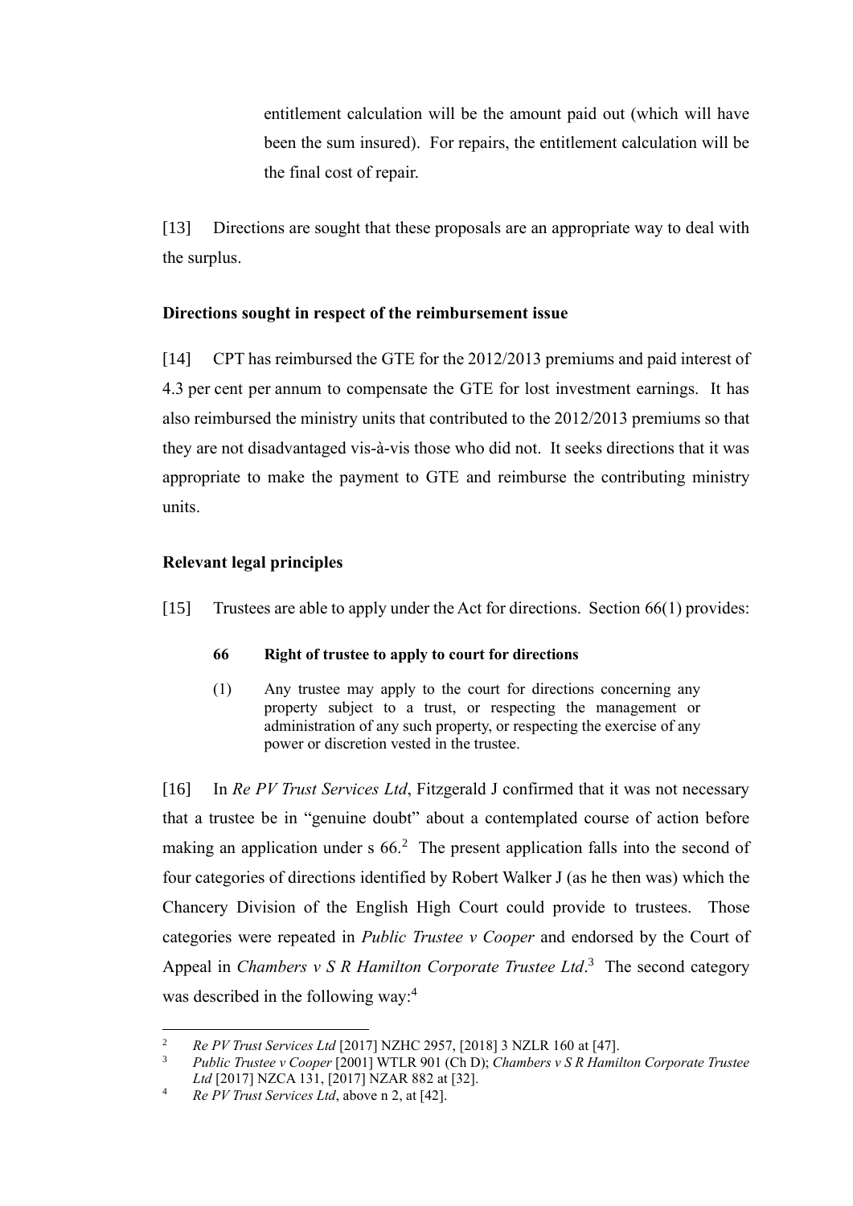> entitlement calculation will be the amount paid out (which will have been the sum insured). For repairs, the entitlement calculation will be the final cost of repair.

[13] Directions are sought that these proposals are an appropriate way to deal with the surplus.

**Directions sought in respect of the reimbursement issue**

[14] CPT has reimbursed the GTE for the 2012/2013 premiums and paid interest of 4.3 per cent per annum to compensate the GTE for lost investment earnings. It has also reimbursed the ministry units that contributed to the 2012/2013 premiums so that they are not disadvantaged vis-à-vis those who did not. It seeks directions that it was appropriate to make the payment to GTE and reimburse the contributing ministry units.

**Relevant legal principles**

[15] Trustees are able to apply under the Act for directions. Section 66(1) provides:

> **66 Right of trustee to apply to court for directions**
>
> (1) Any trustee may apply to the court for directions concerning any property subject to a trust, or respecting the management or administration of any such property, or respecting the exercise of any power or discretion vested in the trustee.

[16] In *Re PV Trust Services Ltd*, Fitzgerald J confirmed that it was not necessary that a trustee be in "genuine doubt" about a contemplated course of action before making an application under s 66.[2] The present application falls into the second of four categories of directions identified by Robert Walker J (as he then was) which the Chancery Division of the English High Court could provide to trustees. Those categories were repeated in *Public Trustee v Cooper* and endorsed by the Court of Appeal in *Chambers v S R Hamilton Corporate Trustee Ltd*.[3] The second category was described in the following way:[4]

---

[2] *Re PV Trust Services Ltd* [2017] NZHC 2957, [2018] 3 NZLR 160 at [47].

[3] *Public Trustee v Cooper* [2001] WTLR 901 (Ch D); *Chambers v S R Hamilton Corporate Trustee Ltd* [2017] NZCA 131, [2017] NZAR 882 at [32].

[4] *Re PV Trust Services Ltd*, above n 2, at [42].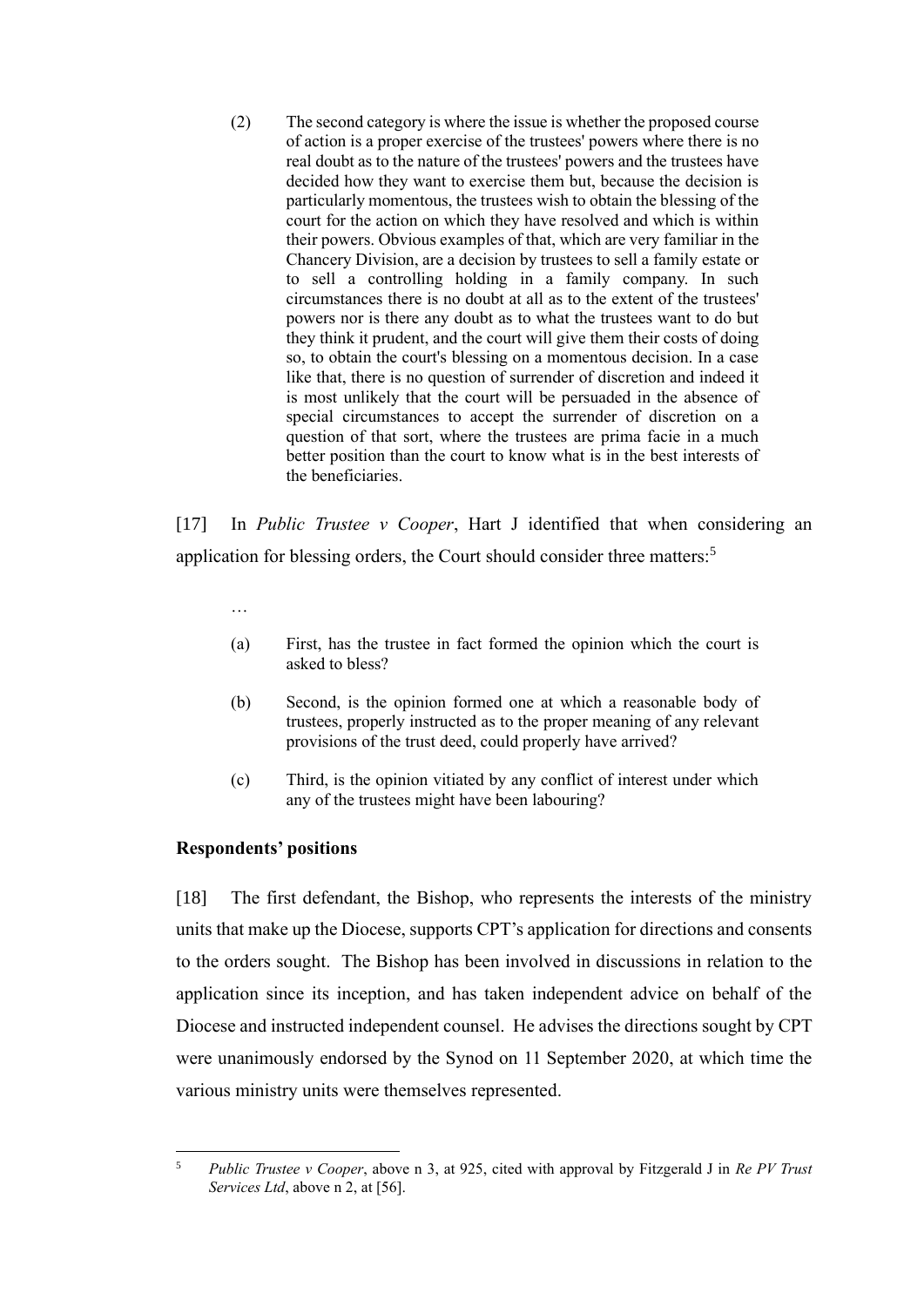> (2) The second category is where the issue is whether the proposed course of action is a proper exercise of the trustees' powers where there is no real doubt as to the nature of the trustees' powers and the trustees have decided how they want to exercise them but, because the decision is particularly momentous, the trustees wish to obtain the blessing of the court for the action on which they have resolved and which is within their powers. Obvious examples of that, which are very familiar in the Chancery Division, are a decision by trustees to sell a family estate or to sell a controlling holding in a family company. In such circumstances there is no doubt at all as to the extent of the trustees' powers nor is there any doubt as to what the trustees want to do but they think it prudent, and the court will give them their costs of doing so, to obtain the court's blessing on a momentous decision. In a case like that, there is no question of surrender of discretion and indeed it is most unlikely that the court will be persuaded in the absence of special circumstances to accept the surrender of discretion on a question of that sort, where the trustees are prima facie in a much better position than the court to know what is in the best interests of the beneficiaries.

[17] In *Public Trustee v Cooper*, Hart J identified that when considering an application for blessing orders, the Court should consider three matters:[5]

> …
>
> (a) First, has the trustee in fact formed the opinion which the court is asked to bless?
>
> (b) Second, is the opinion formed one at which a reasonable body of trustees, properly instructed as to the proper meaning of any relevant provisions of the trust deed, could properly have arrived?
>
> (c) Third, is the opinion vitiated by any conflict of interest under which any of the trustees might have been labouring?

## Respondents' positions

[18] The first defendant, the Bishop, who represents the interests of the ministry units that make up the Diocese, supports CPT's application for directions and consents to the orders sought. The Bishop has been involved in discussions in relation to the application since its inception, and has taken independent advice on behalf of the Diocese and instructed independent counsel. He advises the directions sought by CPT were unanimously endorsed by the Synod on 11 September 2020, at which time the various ministry units were themselves represented.

---

[5] *Public Trustee v Cooper*, above n 3, at 925, cited with approval by Fitzgerald J in *Re PV Trust Services Ltd*, above n 2, at [56].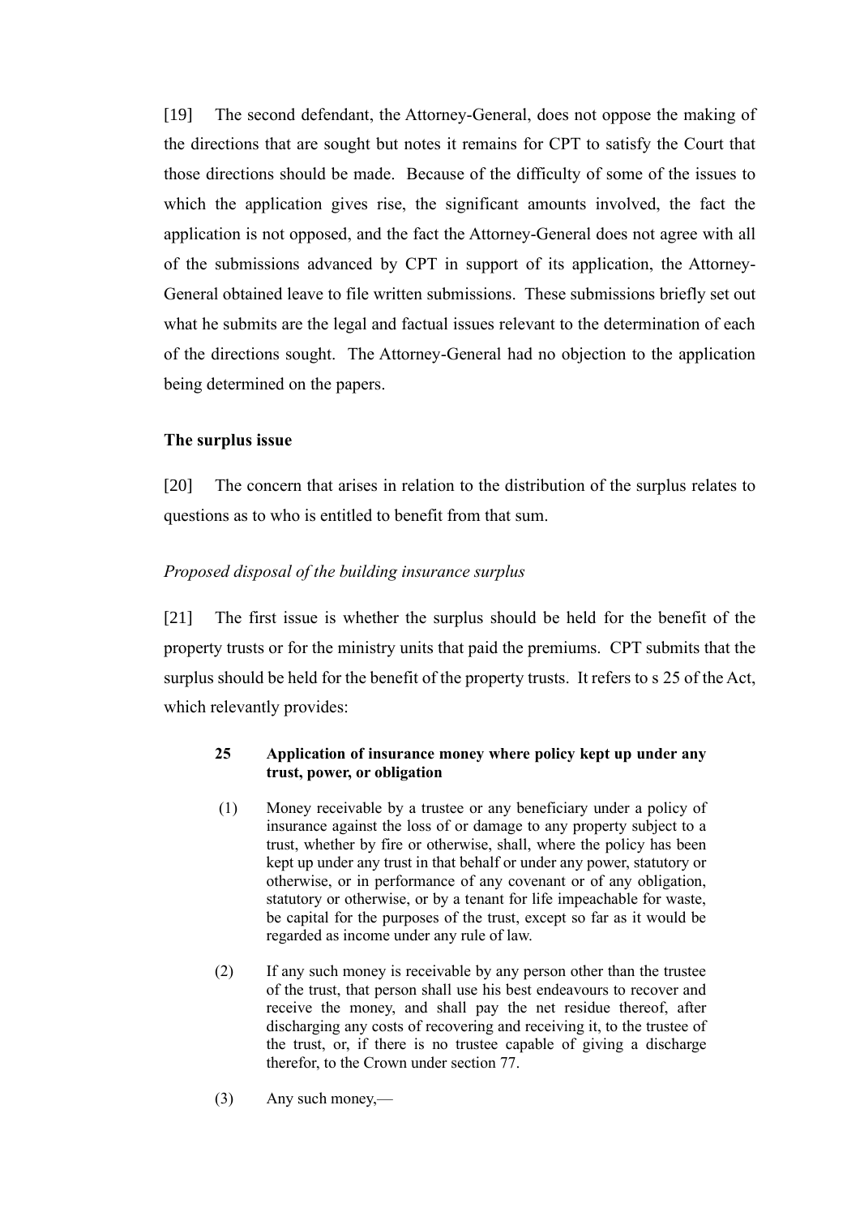[19] The second defendant, the Attorney-General, does not oppose the making of the directions that are sought but notes it remains for CPT to satisfy the Court that those directions should be made. Because of the difficulty of some of the issues to which the application gives rise, the significant amounts involved, the fact the application is not opposed, and the fact the Attorney-General does not agree with all of the submissions advanced by CPT in support of its application, the Attorney-General obtained leave to file written submissions. These submissions briefly set out what he submits are the legal and factual issues relevant to the determination of each of the directions sought. The Attorney-General had no objection to the application being determined on the papers.

### The surplus issue

[20] The concern that arises in relation to the distribution of the surplus relates to questions as to who is entitled to benefit from that sum.

#### *Proposed disposal of the building insurance surplus*

[21] The first issue is whether the surplus should be held for the benefit of the property trusts or for the ministry units that paid the premiums. CPT submits that the surplus should be held for the benefit of the property trusts. It refers to s 25 of the Act, which relevantly provides:

> **25 Application of insurance money where policy kept up under any trust, power, or obligation**
>
> (1) Money receivable by a trustee or any beneficiary under a policy of insurance against the loss of or damage to any property subject to a trust, whether by fire or otherwise, shall, where the policy has been kept up under any trust in that behalf or under any power, statutory or otherwise, or in performance of any covenant or of any obligation, statutory or otherwise, or by a tenant for life impeachable for waste, be capital for the purposes of the trust, except so far as it would be regarded as income under any rule of law.
>
> (2) If any such money is receivable by any person other than the trustee of the trust, that person shall use his best endeavours to recover and receive the money, and shall pay the net residue thereof, after discharging any costs of recovering and receiving it, to the trustee of the trust, or, if there is no trustee capable of giving a discharge therefor, to the Crown under section 77.
>
> (3) Any such money,—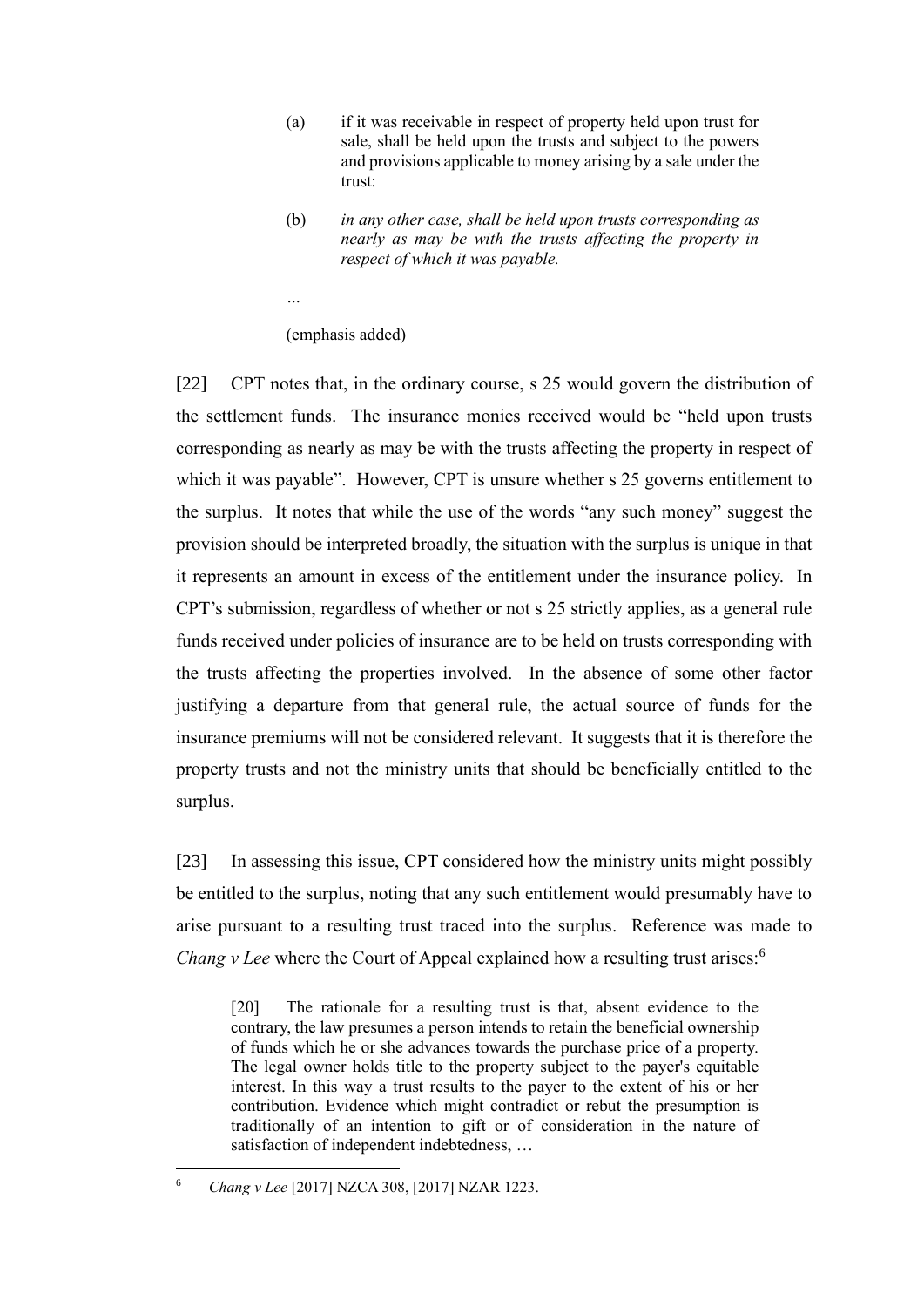> (a) if it was receivable in respect of property held upon trust for sale, shall be held upon the trusts and subject to the powers and provisions applicable to money arising by a sale under the trust:
>
> (b) *in any other case, shall be held upon trusts corresponding as nearly as may be with the trusts affecting the property in respect of which it was payable.*
>
> …
>
> (emphasis added)

[22] CPT notes that, in the ordinary course, s 25 would govern the distribution of the settlement funds. The insurance monies received would be "held upon trusts corresponding as nearly as may be with the trusts affecting the property in respect of which it was payable". However, CPT is unsure whether s 25 governs entitlement to the surplus. It notes that while the use of the words "any such money" suggest the provision should be interpreted broadly, the situation with the surplus is unique in that it represents an amount in excess of the entitlement under the insurance policy. In CPT's submission, regardless of whether or not s 25 strictly applies, as a general rule funds received under policies of insurance are to be held on trusts corresponding with the trusts affecting the properties involved. In the absence of some other factor justifying a departure from that general rule, the actual source of funds for the insurance premiums will not be considered relevant. It suggests that it is therefore the property trusts and not the ministry units that should be beneficially entitled to the surplus.

[23] In assessing this issue, CPT considered how the ministry units might possibly be entitled to the surplus, noting that any such entitlement would presumably have to arise pursuant to a resulting trust traced into the surplus. Reference was made to *Chang v Lee* where the Court of Appeal explained how a resulting trust arises:[6]

> [20] The rationale for a resulting trust is that, absent evidence to the contrary, the law presumes a person intends to retain the beneficial ownership of funds which he or she advances towards the purchase price of a property. The legal owner holds title to the property subject to the payer's equitable interest. In this way a trust results to the payer to the extent of his or her contribution. Evidence which might contradict or rebut the presumption is traditionally of an intention to gift or of consideration in the nature of satisfaction of independent indebtedness, …

---

[6] *Chang v Lee* [2017] NZCA 308, [2017] NZAR 1223.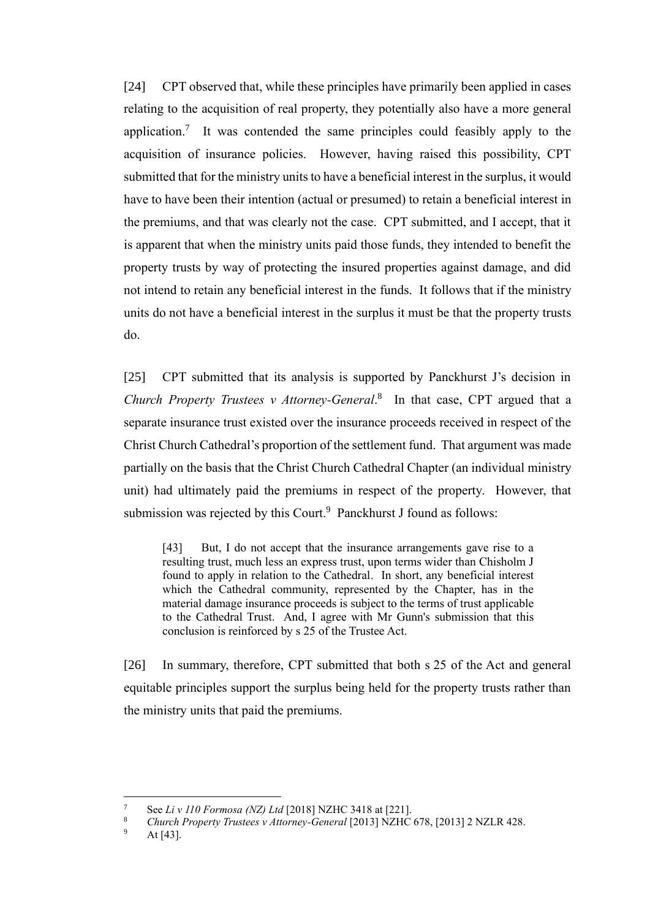[24] CPT observed that, while these principles have primarily been applied in cases relating to the acquisition of real property, they potentially also have a more general application.[7] It was contended the same principles could feasibly apply to the acquisition of insurance policies. However, having raised this possibility, CPT submitted that for the ministry units to have a beneficial interest in the surplus, it would have to have been their intention (actual or presumed) to retain a beneficial interest in the premiums, and that was clearly not the case. CPT submitted, and I accept, that it is apparent that when the ministry units paid those funds, they intended to benefit the property trusts by way of protecting the insured properties against damage, and did not intend to retain any beneficial interest in the funds. It follows that if the ministry units do not have a beneficial interest in the surplus it must be that the property trusts do.

[25] CPT submitted that its analysis is supported by Panckhurst J's decision in *Church Property Trustees v Attorney-General*.[8] In that case, CPT argued that a separate insurance trust existed over the insurance proceeds received in respect of the Christ Church Cathedral's proportion of the settlement fund. That argument was made partially on the basis that the Christ Church Cathedral Chapter (an individual ministry unit) had ultimately paid the premiums in respect of the property. However, that submission was rejected by this Court.[9] Panckhurst J found as follows:

> [43] But, I do not accept that the insurance arrangements gave rise to a resulting trust, much less an express trust, upon terms wider than Chisholm J found to apply in relation to the Cathedral. In short, any beneficial interest which the Cathedral community, represented by the Chapter, has in the material damage insurance proceeds is subject to the terms of trust applicable to the Cathedral Trust. And, I agree with Mr Gunn's submission that this conclusion is reinforced by s 25 of the Trustee Act.

[26] In summary, therefore, CPT submitted that both s 25 of the Act and general equitable principles support the surplus being held for the property trusts rather than the ministry units that paid the premiums.

---

[7] See *Li v 110 Formosa (NZ) Ltd* [2018] NZHC 3418 at [221].

[8] *Church Property Trustees v Attorney-General* [2013] NZHC 678, [2013] 2 NZLR 428.

[9] At [43].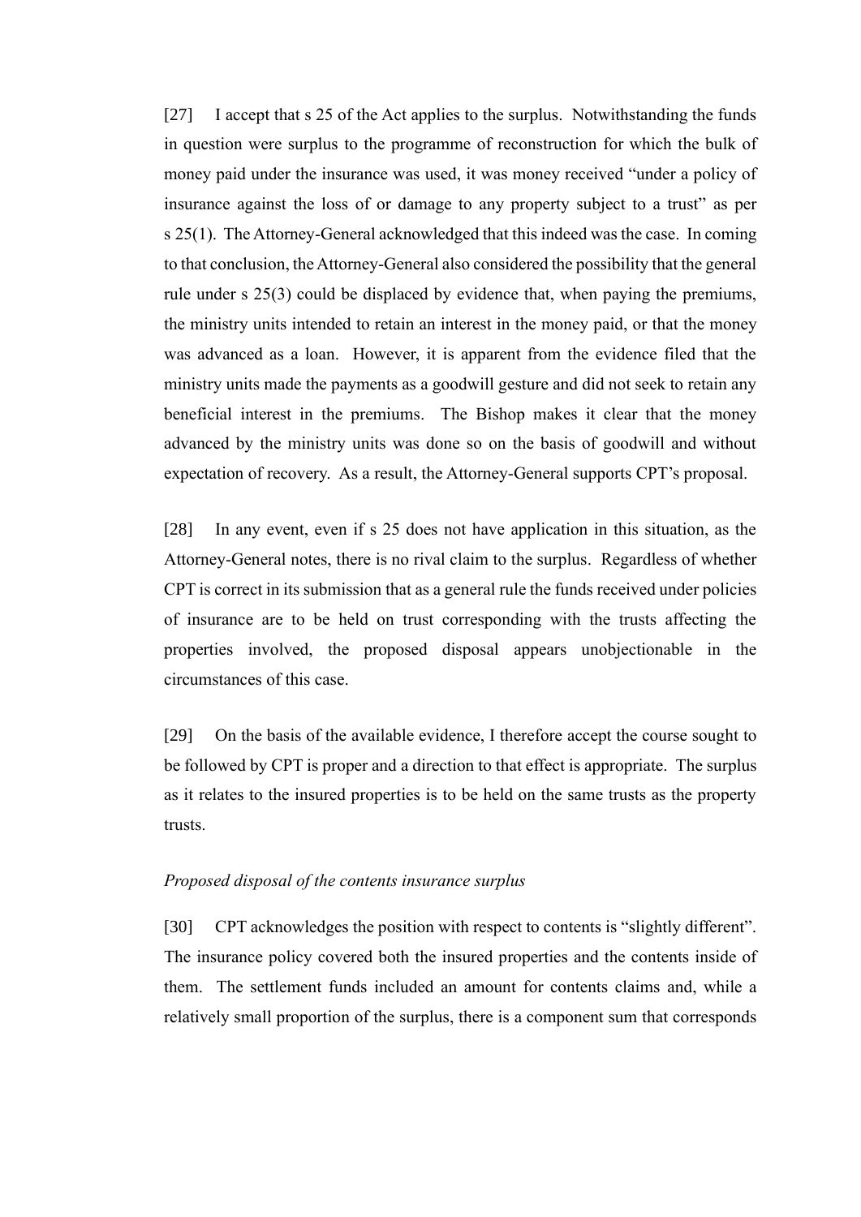[27] I accept that s 25 of the Act applies to the surplus. Notwithstanding the funds in question were surplus to the programme of reconstruction for which the bulk of money paid under the insurance was used, it was money received "under a policy of insurance against the loss of or damage to any property subject to a trust" as per s 25(1). The Attorney-General acknowledged that this indeed was the case. In coming to that conclusion, the Attorney-General also considered the possibility that the general rule under s 25(3) could be displaced by evidence that, when paying the premiums, the ministry units intended to retain an interest in the money paid, or that the money was advanced as a loan. However, it is apparent from the evidence filed that the ministry units made the payments as a goodwill gesture and did not seek to retain any beneficial interest in the premiums. The Bishop makes it clear that the money advanced by the ministry units was done so on the basis of goodwill and without expectation of recovery. As a result, the Attorney-General supports CPT's proposal.

[28] In any event, even if s 25 does not have application in this situation, as the Attorney-General notes, there is no rival claim to the surplus. Regardless of whether CPT is correct in its submission that as a general rule the funds received under policies of insurance are to be held on trust corresponding with the trusts affecting the properties involved, the proposed disposal appears unobjectionable in the circumstances of this case.

[29] On the basis of the available evidence, I therefore accept the course sought to be followed by CPT is proper and a direction to that effect is appropriate. The surplus as it relates to the insured properties is to be held on the same trusts as the property trusts.

*Proposed disposal of the contents insurance surplus*

[30] CPT acknowledges the position with respect to contents is "slightly different". The insurance policy covered both the insured properties and the contents inside of them. The settlement funds included an amount for contents claims and, while a relatively small proportion of the surplus, there is a component sum that corresponds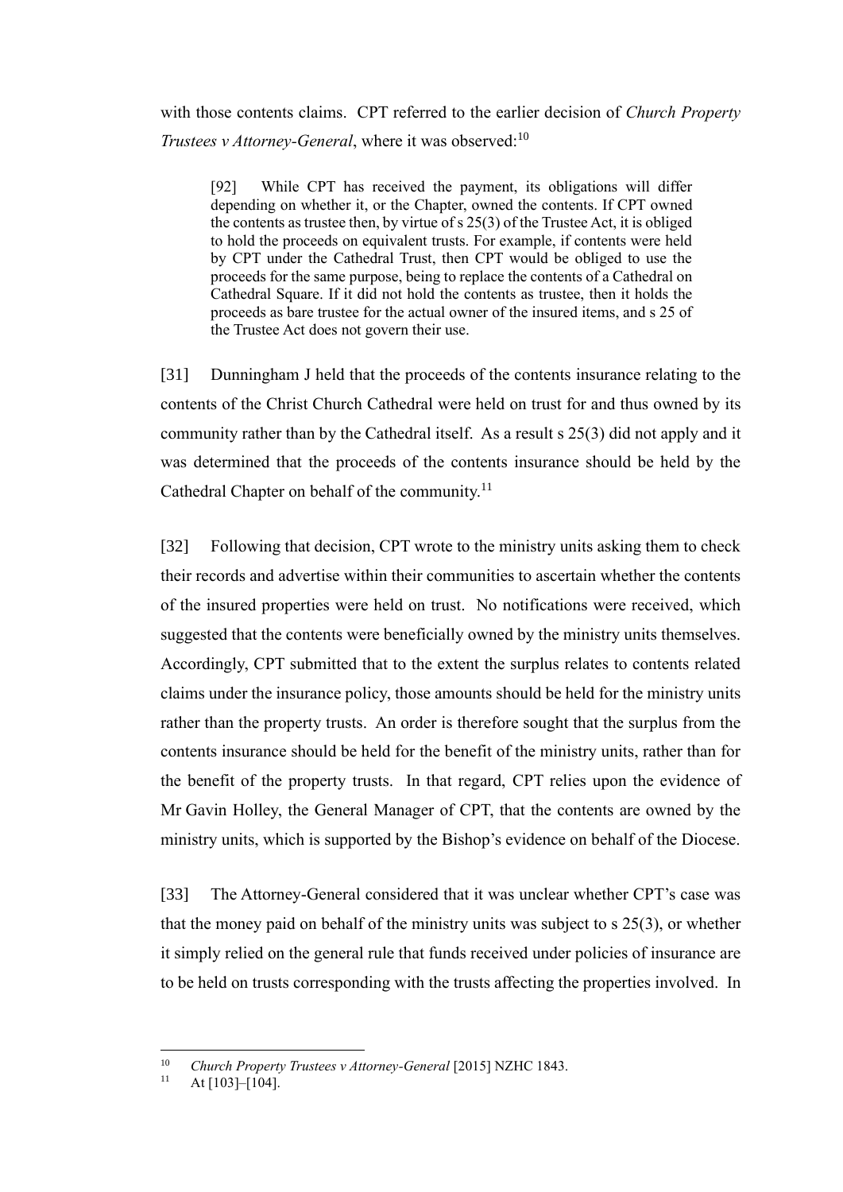with those contents claims. CPT referred to the earlier decision of *Church Property Trustees v Attorney-General*, where it was observed:[10]

> [92] While CPT has received the payment, its obligations will differ depending on whether it, or the Chapter, owned the contents. If CPT owned the contents as trustee then, by virtue of s 25(3) of the Trustee Act, it is obliged to hold the proceeds on equivalent trusts. For example, if contents were held by CPT under the Cathedral Trust, then CPT would be obliged to use the proceeds for the same purpose, being to replace the contents of a Cathedral on Cathedral Square. If it did not hold the contents as trustee, then it holds the proceeds as bare trustee for the actual owner of the insured items, and s 25 of the Trustee Act does not govern their use.

[31] Dunningham J held that the proceeds of the contents insurance relating to the contents of the Christ Church Cathedral were held on trust for and thus owned by its community rather than by the Cathedral itself. As a result s 25(3) did not apply and it was determined that the proceeds of the contents insurance should be held by the Cathedral Chapter on behalf of the community.[11]

[32] Following that decision, CPT wrote to the ministry units asking them to check their records and advertise within their communities to ascertain whether the contents of the insured properties were held on trust. No notifications were received, which suggested that the contents were beneficially owned by the ministry units themselves. Accordingly, CPT submitted that to the extent the surplus relates to contents related claims under the insurance policy, those amounts should be held for the ministry units rather than the property trusts. An order is therefore sought that the surplus from the contents insurance should be held for the benefit of the ministry units, rather than for the benefit of the property trusts. In that regard, CPT relies upon the evidence of Mr Gavin Holley, the General Manager of CPT, that the contents are owned by the ministry units, which is supported by the Bishop's evidence on behalf of the Diocese.

[33] The Attorney-General considered that it was unclear whether CPT's case was that the money paid on behalf of the ministry units was subject to s 25(3), or whether it simply relied on the general rule that funds received under policies of insurance are to be held on trusts corresponding with the trusts affecting the properties involved. In

---

[10] *Church Property Trustees v Attorney-General* [2015] NZHC 1843.

[11] At [103]–[104].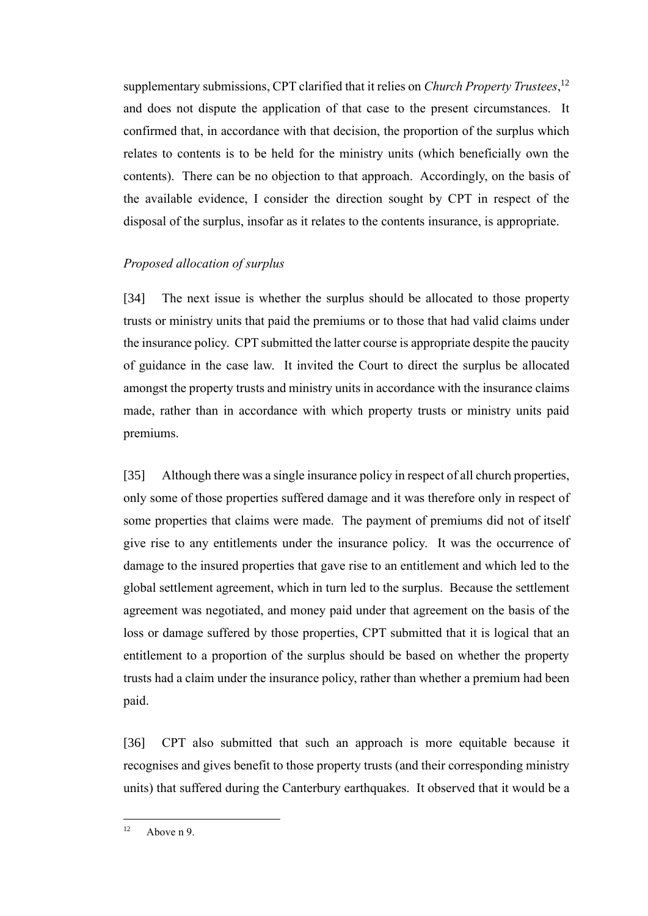supplementary submissions, CPT clarified that it relies on *Church Property Trustees*,[12] and does not dispute the application of that case to the present circumstances. It confirmed that, in accordance with that decision, the proportion of the surplus which relates to contents is to be held for the ministry units (which beneficially own the contents). There can be no objection to that approach. Accordingly, on the basis of the available evidence, I consider the direction sought by CPT in respect of the disposal of the surplus, insofar as it relates to the contents insurance, is appropriate.

*Proposed allocation of surplus*

[34] The next issue is whether the surplus should be allocated to those property trusts or ministry units that paid the premiums or to those that had valid claims under the insurance policy. CPT submitted the latter course is appropriate despite the paucity of guidance in the case law. It invited the Court to direct the surplus be allocated amongst the property trusts and ministry units in accordance with the insurance claims made, rather than in accordance with which property trusts or ministry units paid premiums.

[35] Although there was a single insurance policy in respect of all church properties, only some of those properties suffered damage and it was therefore only in respect of some properties that claims were made. The payment of premiums did not of itself give rise to any entitlements under the insurance policy. It was the occurrence of damage to the insured properties that gave rise to an entitlement and which led to the global settlement agreement, which in turn led to the surplus. Because the settlement agreement was negotiated, and money paid under that agreement on the basis of the loss or damage suffered by those properties, CPT submitted that it is logical that an entitlement to a proportion of the surplus should be based on whether the property trusts had a claim under the insurance policy, rather than whether a premium had been paid.

[36] CPT also submitted that such an approach is more equitable because it recognises and gives benefit to those property trusts (and their corresponding ministry units) that suffered during the Canterbury earthquakes. It observed that it would be a

[12] Above n 9.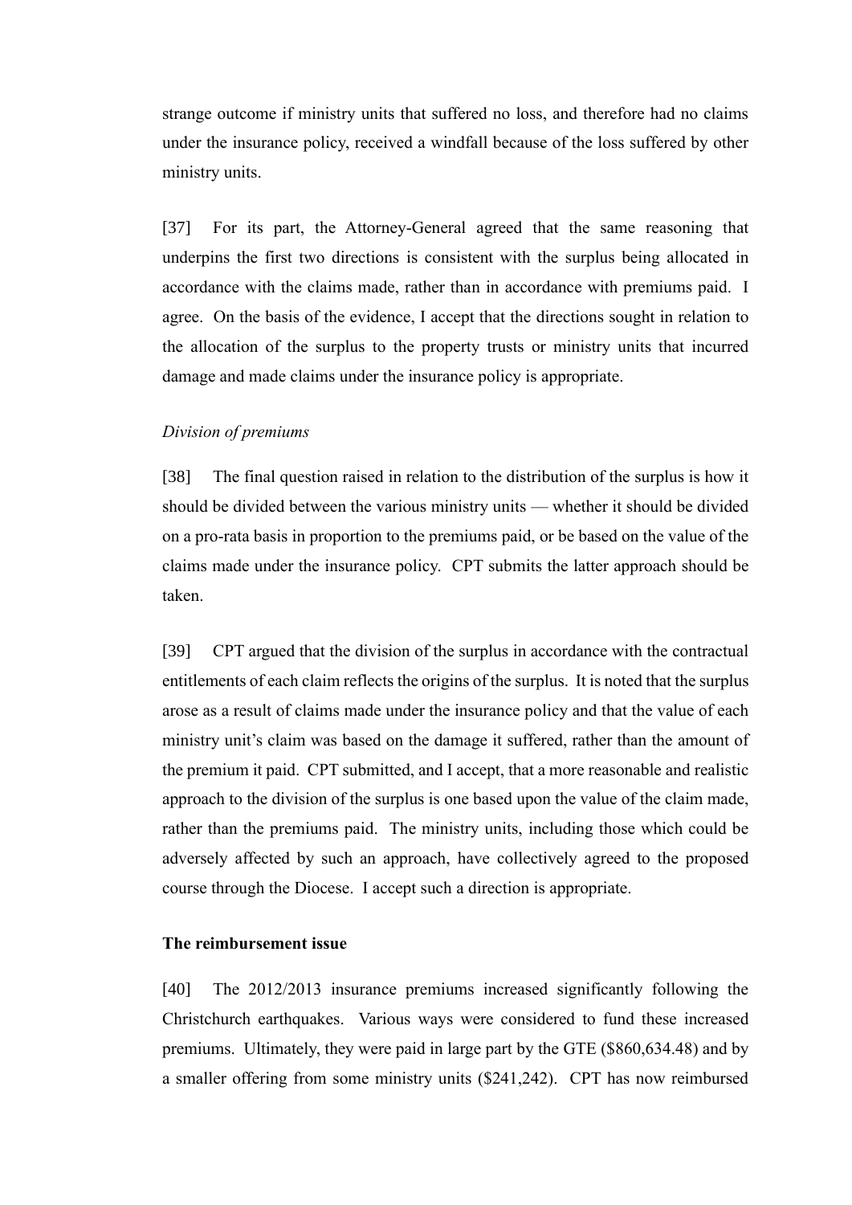strange outcome if ministry units that suffered no loss, and therefore had no claims under the insurance policy, received a windfall because of the loss suffered by other ministry units.

[37] For its part, the Attorney-General agreed that the same reasoning that underpins the first two directions is consistent with the surplus being allocated in accordance with the claims made, rather than in accordance with premiums paid. I agree. On the basis of the evidence, I accept that the directions sought in relation to the allocation of the surplus to the property trusts or ministry units that incurred damage and made claims under the insurance policy is appropriate.

*Division of premiums*

[38] The final question raised in relation to the distribution of the surplus is how it should be divided between the various ministry units — whether it should be divided on a pro-rata basis in proportion to the premiums paid, or be based on the value of the claims made under the insurance policy. CPT submits the latter approach should be taken.

[39] CPT argued that the division of the surplus in accordance with the contractual entitlements of each claim reflects the origins of the surplus. It is noted that the surplus arose as a result of claims made under the insurance policy and that the value of each ministry unit's claim was based on the damage it suffered, rather than the amount of the premium it paid. CPT submitted, and I accept, that a more reasonable and realistic approach to the division of the surplus is one based upon the value of the claim made, rather than the premiums paid. The ministry units, including those which could be adversely affected by such an approach, have collectively agreed to the proposed course through the Diocese. I accept such a direction is appropriate.

**The reimbursement issue**

[40] The 2012/2013 insurance premiums increased significantly following the Christchurch earthquakes. Various ways were considered to fund these increased premiums. Ultimately, they were paid in large part by the GTE ($860,634.48) and by a smaller offering from some ministry units ($241,242). CPT has now reimbursed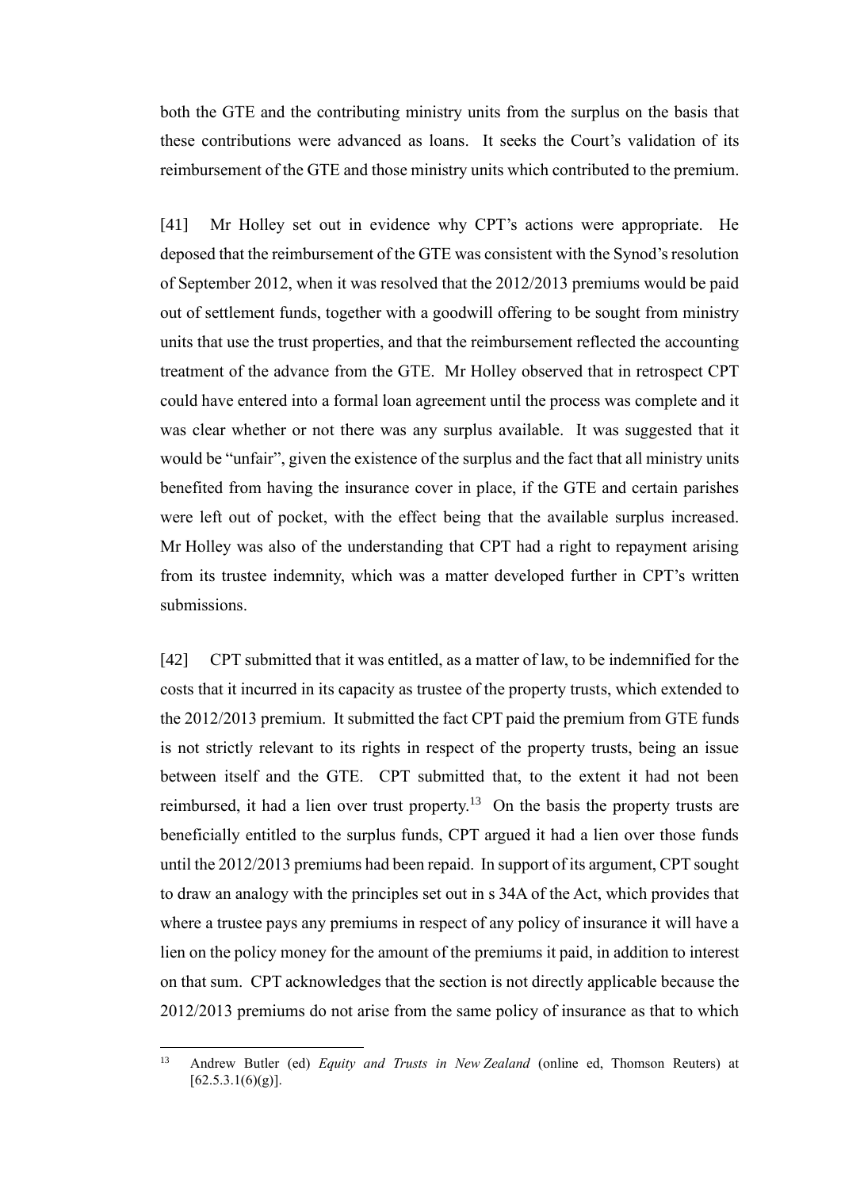both the GTE and the contributing ministry units from the surplus on the basis that these contributions were advanced as loans. It seeks the Court's validation of its reimbursement of the GTE and those ministry units which contributed to the premium.

[41] Mr Holley set out in evidence why CPT's actions were appropriate. He deposed that the reimbursement of the GTE was consistent with the Synod's resolution of September 2012, when it was resolved that the 2012/2013 premiums would be paid out of settlement funds, together with a goodwill offering to be sought from ministry units that use the trust properties, and that the reimbursement reflected the accounting treatment of the advance from the GTE. Mr Holley observed that in retrospect CPT could have entered into a formal loan agreement until the process was complete and it was clear whether or not there was any surplus available. It was suggested that it would be "unfair", given the existence of the surplus and the fact that all ministry units benefited from having the insurance cover in place, if the GTE and certain parishes were left out of pocket, with the effect being that the available surplus increased. Mr Holley was also of the understanding that CPT had a right to repayment arising from its trustee indemnity, which was a matter developed further in CPT's written submissions.

[42] CPT submitted that it was entitled, as a matter of law, to be indemnified for the costs that it incurred in its capacity as trustee of the property trusts, which extended to the 2012/2013 premium. It submitted the fact CPT paid the premium from GTE funds is not strictly relevant to its rights in respect of the property trusts, being an issue between itself and the GTE. CPT submitted that, to the extent it had not been reimbursed, it had a lien over trust property.[13] On the basis the property trusts are beneficially entitled to the surplus funds, CPT argued it had a lien over those funds until the 2012/2013 premiums had been repaid. In support of its argument, CPT sought to draw an analogy with the principles set out in s 34A of the Act, which provides that where a trustee pays any premiums in respect of any policy of insurance it will have a lien on the policy money for the amount of the premiums it paid, in addition to interest on that sum. CPT acknowledges that the section is not directly applicable because the 2012/2013 premiums do not arise from the same policy of insurance as that to which

---

[13] Andrew Butler (ed) *Equity and Trusts in New Zealand* (online ed, Thomson Reuters) at [62.5.3.1(6)(g)].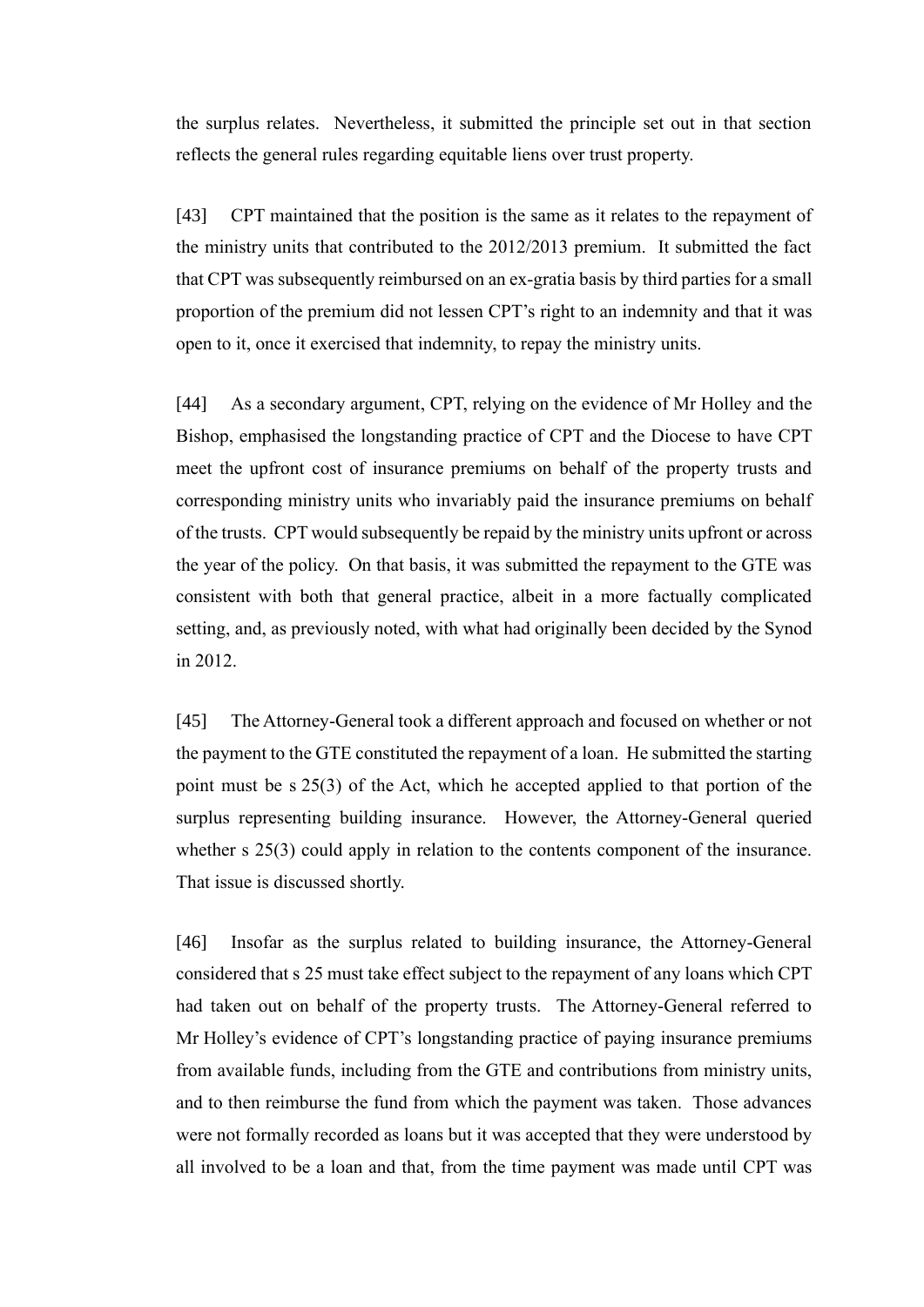the surplus relates. Nevertheless, it submitted the principle set out in that section reflects the general rules regarding equitable liens over trust property.

[43] CPT maintained that the position is the same as it relates to the repayment of the ministry units that contributed to the 2012/2013 premium. It submitted the fact that CPT was subsequently reimbursed on an ex-gratia basis by third parties for a small proportion of the premium did not lessen CPT's right to an indemnity and that it was open to it, once it exercised that indemnity, to repay the ministry units.

[44] As a secondary argument, CPT, relying on the evidence of Mr Holley and the Bishop, emphasised the longstanding practice of CPT and the Diocese to have CPT meet the upfront cost of insurance premiums on behalf of the property trusts and corresponding ministry units who invariably paid the insurance premiums on behalf of the trusts. CPT would subsequently be repaid by the ministry units upfront or across the year of the policy. On that basis, it was submitted the repayment to the GTE was consistent with both that general practice, albeit in a more factually complicated setting, and, as previously noted, with what had originally been decided by the Synod in 2012.

[45] The Attorney-General took a different approach and focused on whether or not the payment to the GTE constituted the repayment of a loan. He submitted the starting point must be s 25(3) of the Act, which he accepted applied to that portion of the surplus representing building insurance. However, the Attorney-General queried whether s 25(3) could apply in relation to the contents component of the insurance. That issue is discussed shortly.

[46] Insofar as the surplus related to building insurance, the Attorney-General considered that s 25 must take effect subject to the repayment of any loans which CPT had taken out on behalf of the property trusts. The Attorney-General referred to Mr Holley's evidence of CPT's longstanding practice of paying insurance premiums from available funds, including from the GTE and contributions from ministry units, and to then reimburse the fund from which the payment was taken. Those advances were not formally recorded as loans but it was accepted that they were understood by all involved to be a loan and that, from the time payment was made until CPT was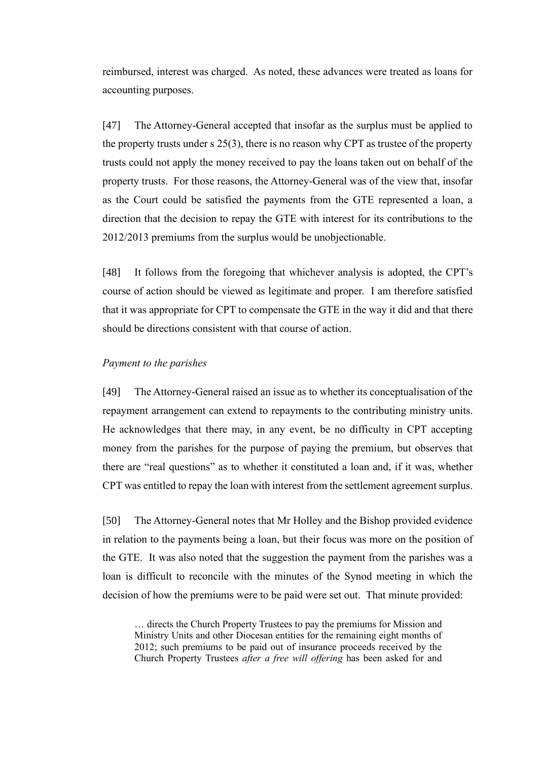reimbursed, interest was charged. As noted, these advances were treated as loans for accounting purposes.

[47] The Attorney-General accepted that insofar as the surplus must be applied to the property trusts under s 25(3), there is no reason why CPT as trustee of the property trusts could not apply the money received to pay the loans taken out on behalf of the property trusts. For those reasons, the Attorney-General was of the view that, insofar as the Court could be satisfied the payments from the GTE represented a loan, a direction that the decision to repay the GTE with interest for its contributions to the 2012/2013 premiums from the surplus would be unobjectionable.

[48] It follows from the foregoing that whichever analysis is adopted, the CPT's course of action should be viewed as legitimate and proper. I am therefore satisfied that it was appropriate for CPT to compensate the GTE in the way it did and that there should be directions consistent with that course of action.

*Payment to the parishes*

[49] The Attorney-General raised an issue as to whether its conceptualisation of the repayment arrangement can extend to repayments to the contributing ministry units. He acknowledges that there may, in any event, be no difficulty in CPT accepting money from the parishes for the purpose of paying the premium, but observes that there are "real questions" as to whether it constituted a loan and, if it was, whether CPT was entitled to repay the loan with interest from the settlement agreement surplus.

[50] The Attorney-General notes that Mr Holley and the Bishop provided evidence in relation to the payments being a loan, but their focus was more on the position of the GTE. It was also noted that the suggestion the payment from the parishes was a loan is difficult to reconcile with the minutes of the Synod meeting in which the decision of how the premiums were to be paid were set out. That minute provided:

> … directs the Church Property Trustees to pay the premiums for Mission and Ministry Units and other Diocesan entities for the remaining eight months of 2012; such premiums to be paid out of insurance proceeds received by the Church Property Trustees *after a free will offering* has been asked for and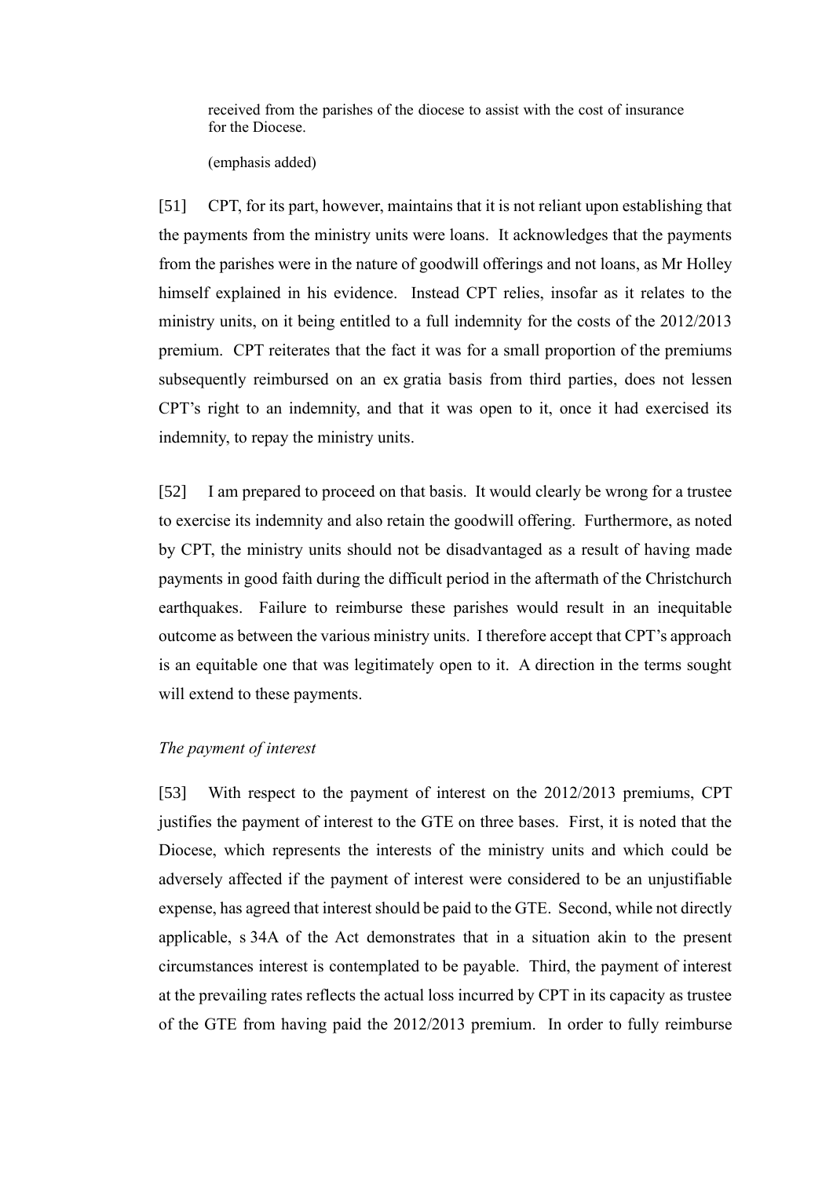> received from the parishes of the diocese to assist with the cost of insurance for the Diocese.
>
> (emphasis added)

[51] CPT, for its part, however, maintains that it is not reliant upon establishing that the payments from the ministry units were loans. It acknowledges that the payments from the parishes were in the nature of goodwill offerings and not loans, as Mr Holley himself explained in his evidence. Instead CPT relies, insofar as it relates to the ministry units, on it being entitled to a full indemnity for the costs of the 2012/2013 premium. CPT reiterates that the fact it was for a small proportion of the premiums subsequently reimbursed on an ex gratia basis from third parties, does not lessen CPT's right to an indemnity, and that it was open to it, once it had exercised its indemnity, to repay the ministry units.

[52] I am prepared to proceed on that basis. It would clearly be wrong for a trustee to exercise its indemnity and also retain the goodwill offering. Furthermore, as noted by CPT, the ministry units should not be disadvantaged as a result of having made payments in good faith during the difficult period in the aftermath of the Christchurch earthquakes. Failure to reimburse these parishes would result in an inequitable outcome as between the various ministry units. I therefore accept that CPT's approach is an equitable one that was legitimately open to it. A direction in the terms sought will extend to these payments.

*The payment of interest*

[53] With respect to the payment of interest on the 2012/2013 premiums, CPT justifies the payment of interest to the GTE on three bases. First, it is noted that the Diocese, which represents the interests of the ministry units and which could be adversely affected if the payment of interest were considered to be an unjustifiable expense, has agreed that interest should be paid to the GTE. Second, while not directly applicable, s 34A of the Act demonstrates that in a situation akin to the present circumstances interest is contemplated to be payable. Third, the payment of interest at the prevailing rates reflects the actual loss incurred by CPT in its capacity as trustee of the GTE from having paid the 2012/2013 premium. In order to fully reimburse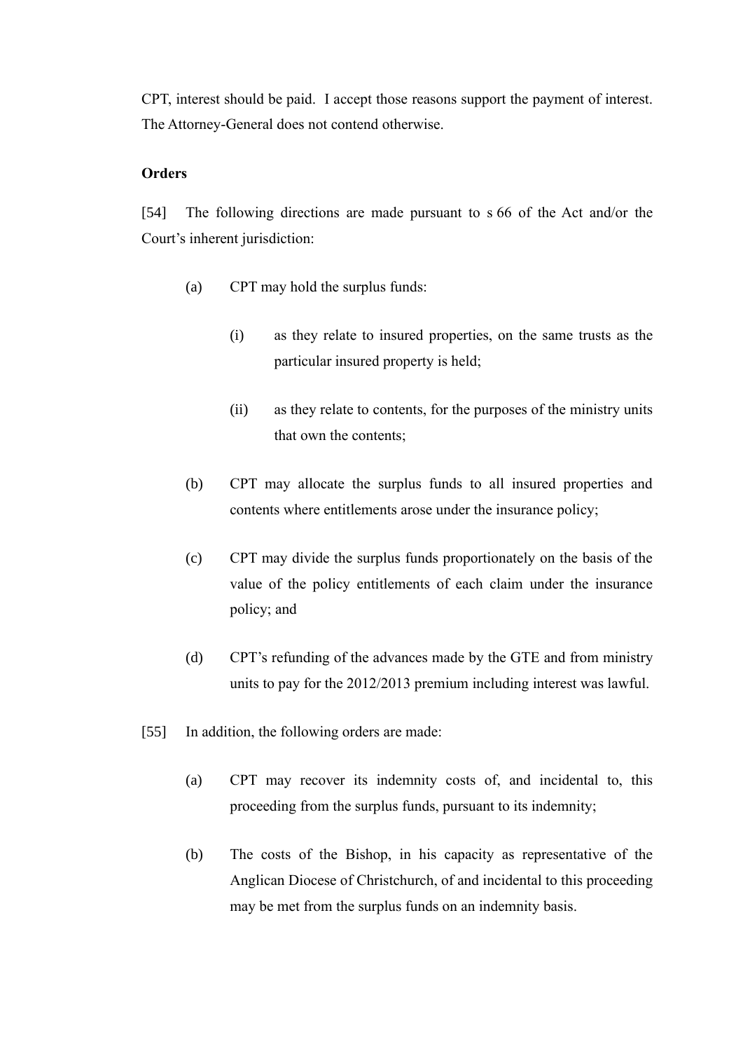CPT, interest should be paid. I accept those reasons support the payment of interest. The Attorney-General does not contend otherwise.

**Orders**

[54] The following directions are made pursuant to s 66 of the Act and/or the Court's inherent jurisdiction:

(a) CPT may hold the surplus funds:

(i) as they relate to insured properties, on the same trusts as the particular insured property is held;

(ii) as they relate to contents, for the purposes of the ministry units that own the contents;

(b) CPT may allocate the surplus funds to all insured properties and contents where entitlements arose under the insurance policy;

(c) CPT may divide the surplus funds proportionately on the basis of the value of the policy entitlements of each claim under the insurance policy; and

(d) CPT's refunding of the advances made by the GTE and from ministry units to pay for the 2012/2013 premium including interest was lawful.

[55] In addition, the following orders are made:

(a) CPT may recover its indemnity costs of, and incidental to, this proceeding from the surplus funds, pursuant to its indemnity;

(b) The costs of the Bishop, in his capacity as representative of the Anglican Diocese of Christchurch, of and incidental to this proceeding may be met from the surplus funds on an indemnity basis.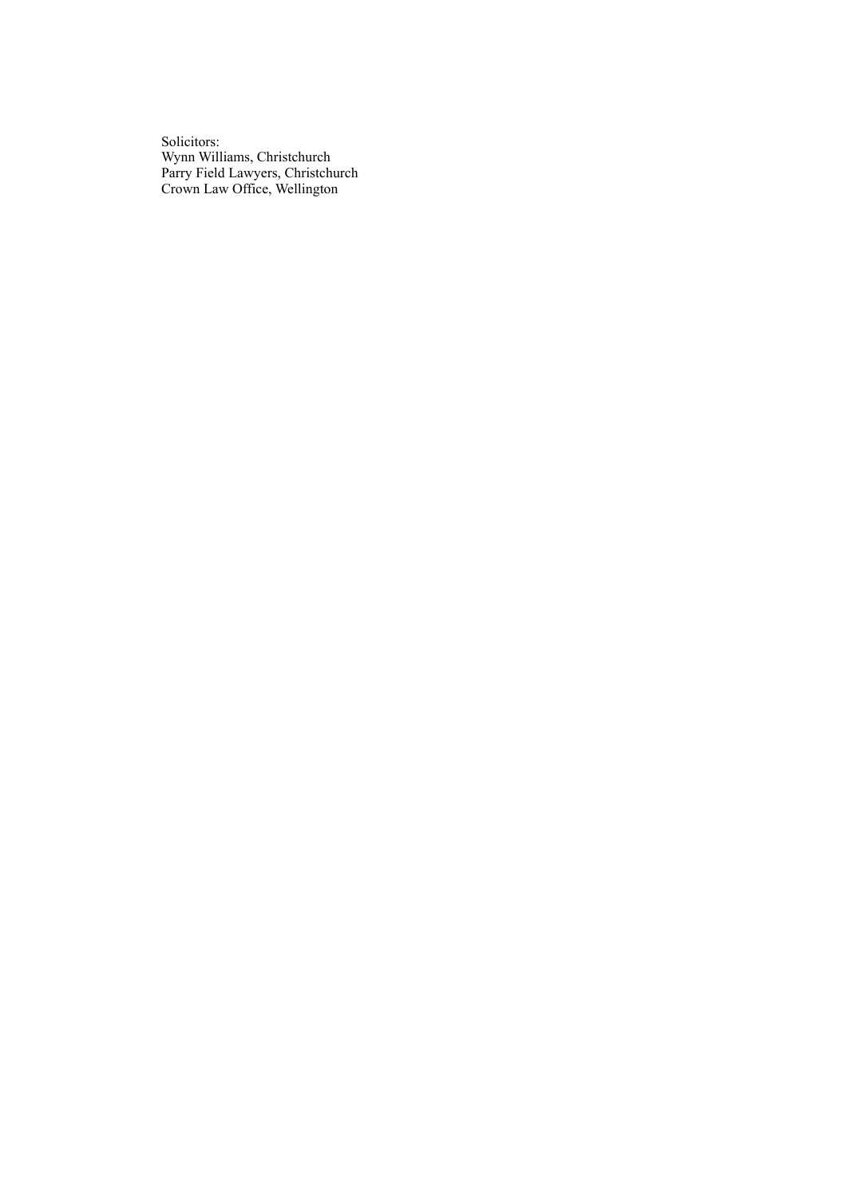Solicitors:
Wynn Williams, Christchurch
Parry Field Lawyers, Christchurch
Crown Law Office, Wellington